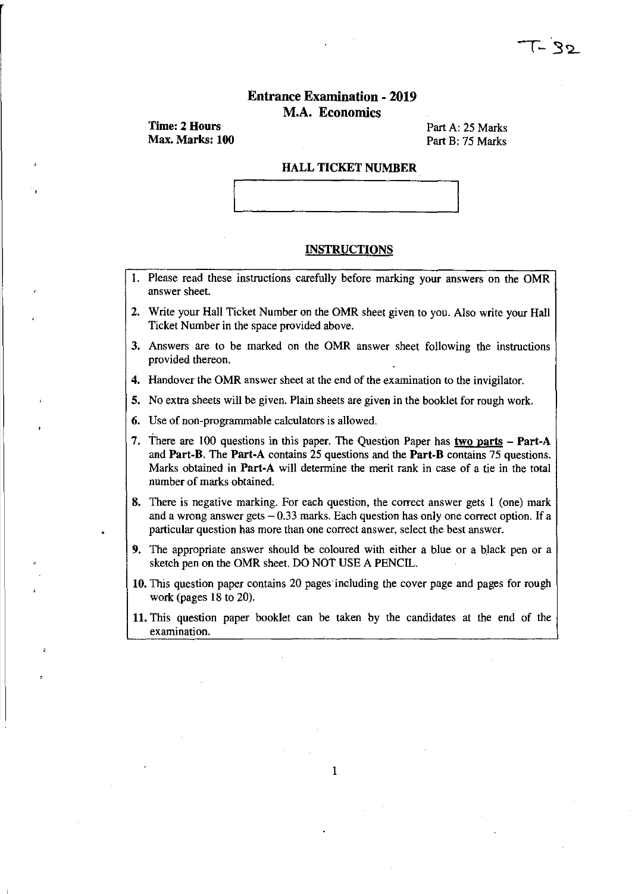T- 32

# Entrance Examination - 2019

## M.A. Economics

**Time: 2 Hours**
**Max. Marks: 100**

Part A: 25 Marks
Part B: 75 Marks

**HALL TICKET NUMBER**

| |
|---|
| |

## INSTRUCTIONS

1. Please read these instructions carefully before marking your answers on the OMR answer sheet.
2. Write your Hall Ticket Number on the OMR sheet given to you. Also write your Hall Ticket Number in the space provided above.
3. Answers are to be marked on the OMR answer sheet following the instructions provided thereon.
4. Handover the OMR answer sheet at the end of the examination to the invigilator.
5. No extra sheets will be given. Plain sheets are given in the booklet for rough work.
6. Use of non-programmable calculators is allowed.
7. There are 100 questions in this paper. The Question Paper has **two parts** – **Part-A** and **Part-B**. The **Part-A** contains 25 questions and the **Part-B** contains 75 questions. Marks obtained in **Part-A** will determine the merit rank in case of a tie in the total number of marks obtained.
8. There is negative marking. For each question, the correct answer gets 1 (one) mark and a wrong answer gets – 0.33 marks. Each question has only one correct option. If a particular question has more than one correct answer, select the best answer.
9. The appropriate answer should be coloured with either a blue or a black pen or a sketch pen on the OMR sheet. DO NOT USE A PENCIL.
10. This question paper contains 20 pages including the cover page and pages for rough work (pages 18 to 20).
11. This question paper booklet can be taken by the candidates at the end of the examination.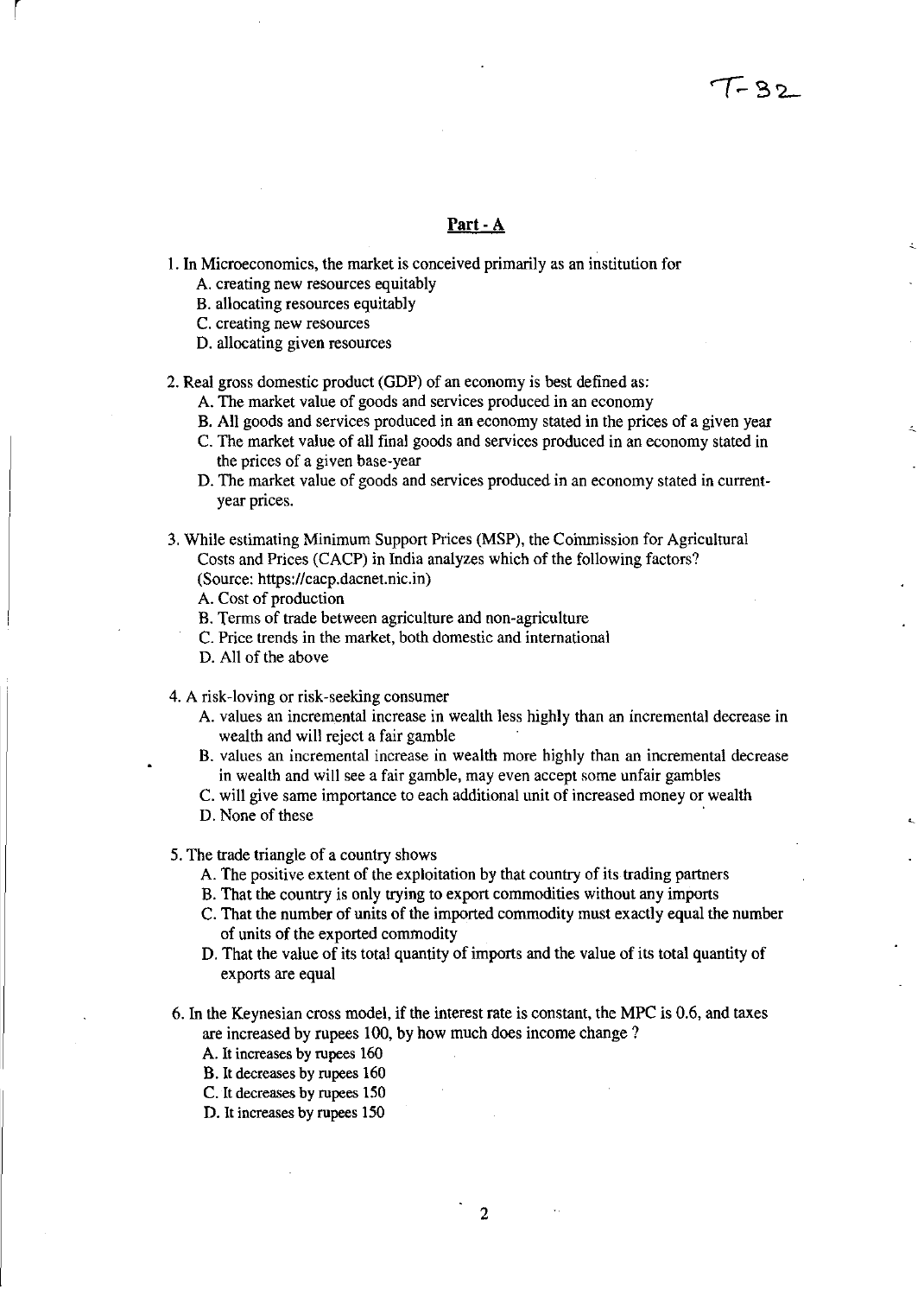## Part - A

1. In Microeconomics, the market is conceived primarily as an institution for
   A. creating new resources equitably
   B. allocating resources equitably
   C. creating new resources
   D. allocating given resources

2. Real gross domestic product (GDP) of an economy is best defined as:
   A. The market value of goods and services produced in an economy
   B. All goods and services produced in an economy stated in the prices of a given year
   C. The market value of all final goods and services produced in an economy stated in the prices of a given base-year
   D. The market value of goods and services produced in an economy stated in current-year prices.

3. While estimating Minimum Support Prices (MSP), the Commission for Agricultural Costs and Prices (CACP) in India analyzes which of the following factors? (Source: https://cacp.dacnet.nic.in)
   A. Cost of production
   B. Terms of trade between agriculture and non-agriculture
   C. Price trends in the market, both domestic and international
   D. All of the above

4. A risk-loving or risk-seeking consumer
   A. values an incremental increase in wealth less highly than an incremental decrease in wealth and will reject a fair gamble
   B. values an incremental increase in wealth more highly than an incremental decrease in wealth and will see a fair gamble, may even accept some unfair gambles
   C. will give same importance to each additional unit of increased money or wealth
   D. None of these

5. The trade triangle of a country shows
   A. The positive extent of the exploitation by that country of its trading partners
   B. That the country is only trying to export commodities without any imports
   C. That the number of units of the imported commodity must exactly equal the number of units of the exported commodity
   D. That the value of its total quantity of imports and the value of its total quantity of exports are equal

6. In the Keynesian cross model, if the interest rate is constant, the MPC is 0.6, and taxes are increased by rupees 100, by how much does income change ?
   A. It increases by rupees 160
   B. It decreases by rupees 160
   C. It decreases by rupees 150
   D. It increases by rupees 150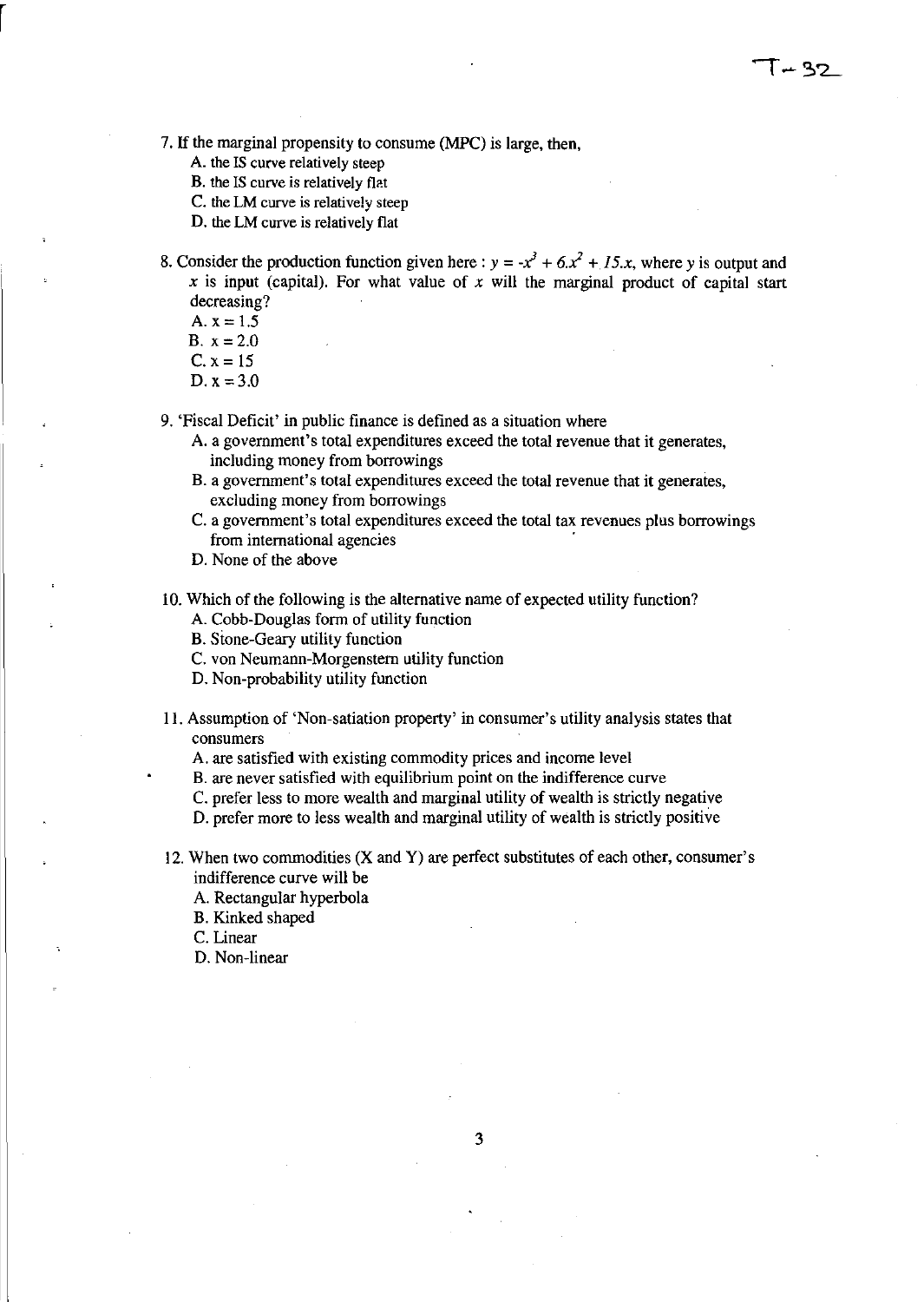7. If the marginal propensity to consume (MPC) is large, then,

   A. the IS curve relatively steep
   B. the IS curve is relatively flat
   C. the LM curve is relatively steep
   D. the LM curve is relatively flat

8. Consider the production function given here : $y = -x^3 + 6.x^2 + 15.x$, where $y$ is output and $x$ is input (capital). For what value of $x$ will the marginal product of capital start decreasing?

   A. x = 1.5
   B. x = 2.0
   C. x = 15
   D. x = 3.0

9. 'Fiscal Deficit' in public finance is defined as a situation where

   A. a government's total expenditures exceed the total revenue that it generates, including money from borrowings
   B. a government's total expenditures exceed the total revenue that it generates, excluding money from borrowings
   C. a government's total expenditures exceed the total tax revenues plus borrowings from international agencies
   D. None of the above

10. Which of the following is the alternative name of expected utility function?

    A. Cobb-Douglas form of utility function
    B. Stone-Geary utility function
    C. von Neumann-Morgenstern utility function
    D. Non-probability utility function

11. Assumption of 'Non-satiation property' in consumer's utility analysis states that consumers

    A. are satisfied with existing commodity prices and income level
    B. are never satisfied with equilibrium point on the indifference curve
    C. prefer less to more wealth and marginal utility of wealth is strictly negative
    D. prefer more to less wealth and marginal utility of wealth is strictly positive

12. When two commodities (X and Y) are perfect substitutes of each other, consumer's indifference curve will be

    A. Rectangular hyperbola
    B. Kinked shaped
    C. Linear
    D. Non-linear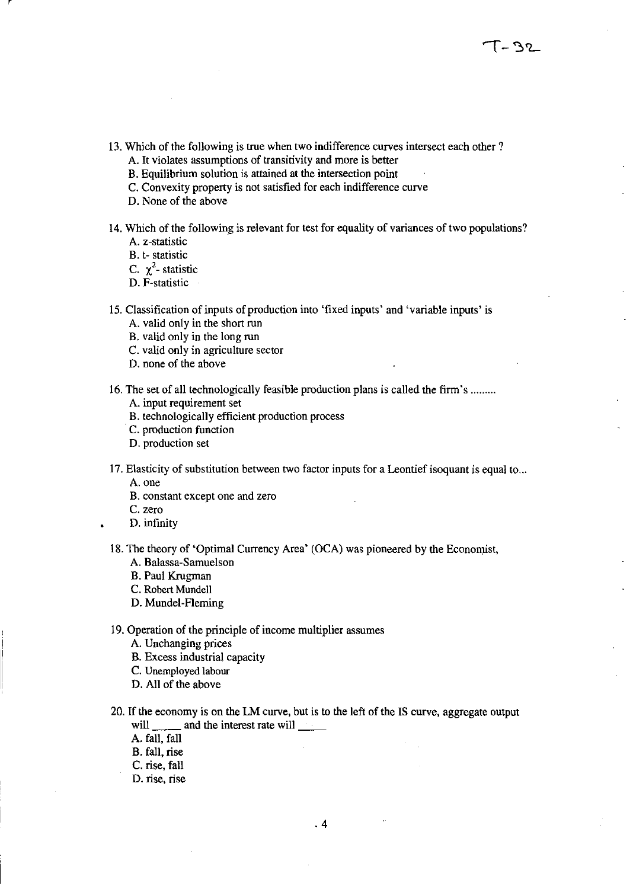13. Which of the following is true when two indifference curves intersect each other ?
    - A. It violates assumptions of transitivity and more is better
    - B. Equilibrium solution is attained at the intersection point
    - C. Convexity property is not satisfied for each indifference curve
    - D. None of the above

14. Which of the following is relevant for test for equality of variances of two populations?
    - A. z-statistic
    - B. t- statistic
    - C. $\chi^2$- statistic
    - D. F-statistic

15. Classification of inputs of production into 'fixed inputs' and 'variable inputs' is
    - A. valid only in the short run
    - B. valid only in the long run
    - C. valid only in agriculture sector
    - D. none of the above

16. The set of all technologically feasible production plans is called the firm's .........
    - A. input requirement set
    - B. technologically efficient production process
    - C. production function
    - D. production set

17. Elasticity of substitution between two factor inputs for a Leontief isoquant is equal to...
    - A. one
    - B. constant except one and zero
    - C. zero
    - D. infinity

18. The theory of 'Optimal Currency Area' (OCA) was pioneered by the Economist,
    - A. Balassa-Samuelson
    - B. Paul Krugman
    - C. Robert Mundell
    - D. Mundel-Fleming

19. Operation of the principle of income multiplier assumes
    - A. Unchanging prices
    - B. Excess industrial capacity
    - C. Unemployed labour
    - D. All of the above

20. If the economy is on the LM curve, but is to the left of the IS curve, aggregate output will _____ and the interest rate will _____
    - A. fall, fall
    - B. fall, rise
    - C. rise, fall
    - D. rise, rise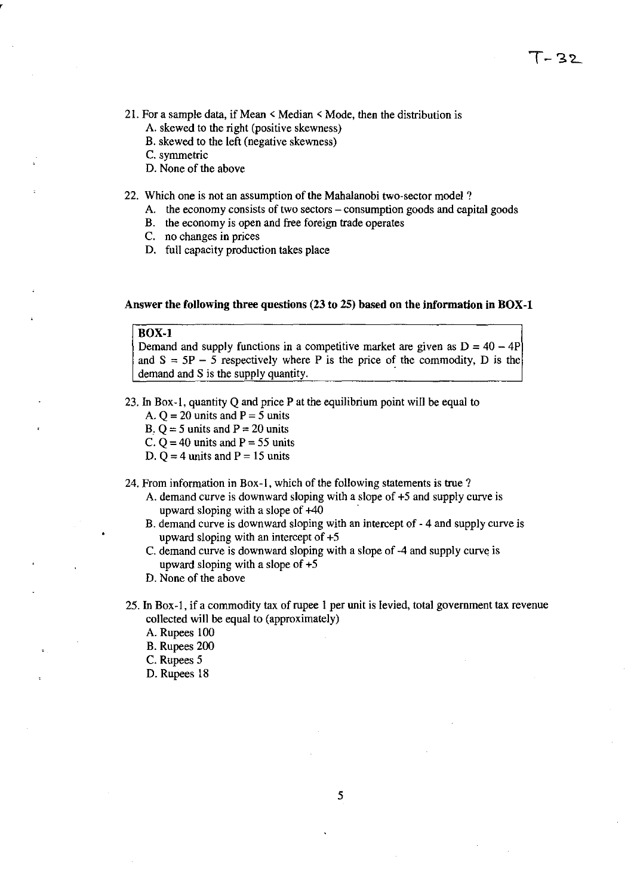21. For a sample data, if Mean < Median < Mode, then the distribution is
   A. skewed to the right (positive skewness)
   B. skewed to the left (negative skewness)
   C. symmetric
   D. None of the above

22. Which one is not an assumption of the Mahalanobi two-sector model ?
   A. the economy consists of two sectors – consumption goods and capital goods
   B. the economy is open and free foreign trade operates
   C. no changes in prices
   D. full capacity production takes place

**Answer the following three questions (23 to 25) based on the information in BOX-1**

> **BOX-1**
> Demand and supply functions in a competitive market are given as $D = 40 - 4P$ and $S = 5P - 5$ respectively where P is the price of the commodity, D is the demand and S is the supply quantity.

23. In Box-1, quantity Q and price P at the equilibrium point will be equal to
   A. Q = 20 units and P = 5 units
   B. Q = 5 units and P = 20 units
   C. Q = 40 units and P = 55 units
   D. Q = 4 units and P = 15 units

24. From information in Box-1, which of the following statements is true ?
   A. demand curve is downward sloping with a slope of +5 and supply curve is upward sloping with a slope of +40
   B. demand curve is downward sloping with an intercept of - 4 and supply curve is upward sloping with an intercept of +5
   C. demand curve is downward sloping with a slope of -4 and supply curve is upward sloping with a slope of +5
   D. None of the above

25. In Box-1, if a commodity tax of rupee 1 per unit is levied, total government tax revenue collected will be equal to (approximately)
   A. Rupees 100
   B. Rupees 200
   C. Rupees 5
   D. Rupees 18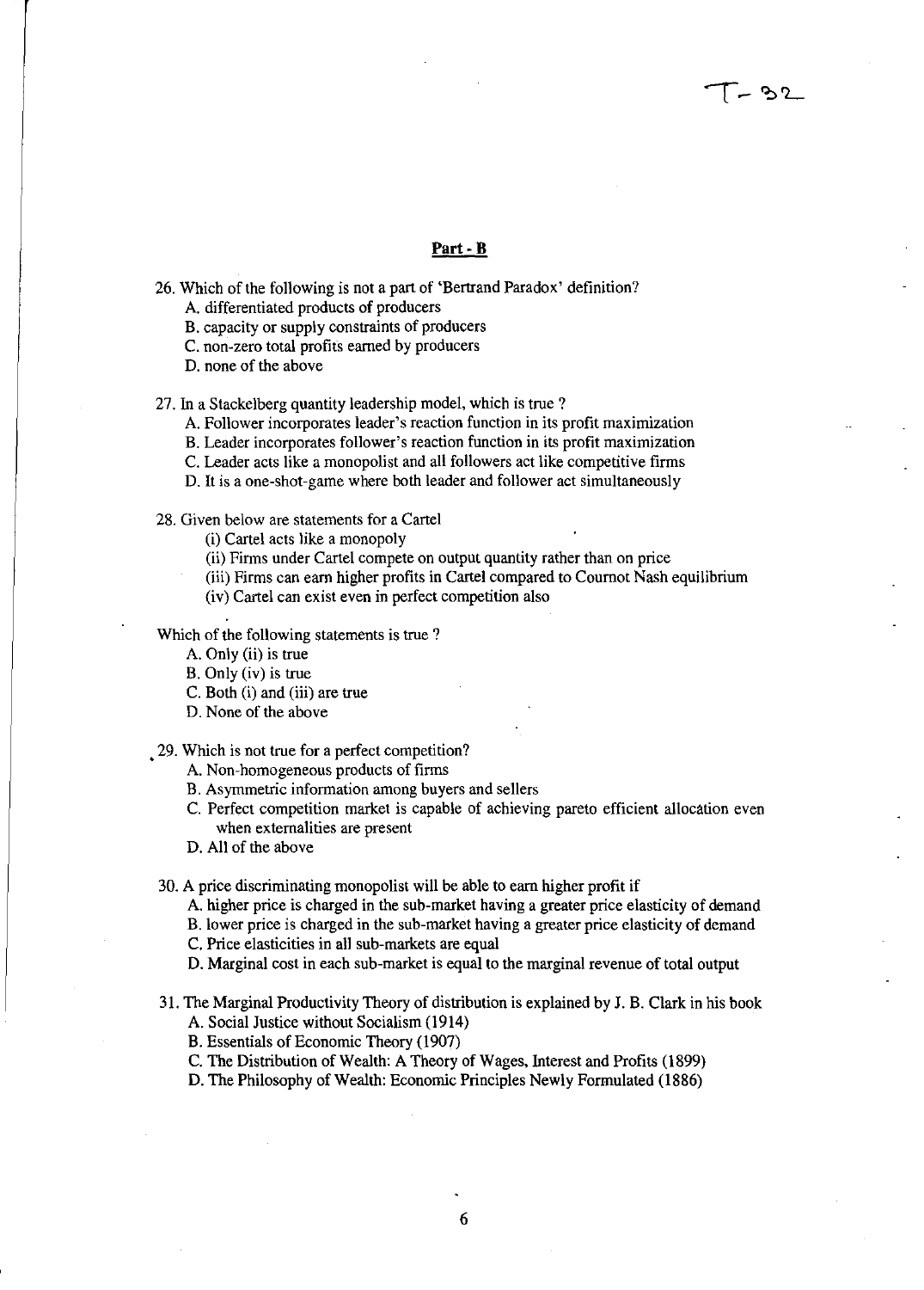## Part - B

26. Which of the following is not a part of 'Bertrand Paradox' definition?
    A. differentiated products of producers
    B. capacity or supply constraints of producers
    C. non-zero total profits earned by producers
    D. none of the above

27. In a Stackelberg quantity leadership model, which is true ?
    A. Follower incorporates leader's reaction function in its profit maximization
    B. Leader incorporates follower's reaction function in its profit maximization
    C. Leader acts like a monopolist and all followers act like competitive firms
    D. It is a one-shot-game where both leader and follower act simultaneously

28. Given below are statements for a Cartel
    (i) Cartel acts like a monopoly
    (ii) Firms under Cartel compete on output quantity rather than on price
    (iii) Firms can earn higher profits in Cartel compared to Cournot Nash equilibrium
    (iv) Cartel can exist even in perfect competition also

Which of the following statements is true ?
    A. Only (ii) is true
    B. Only (iv) is true
    C. Both (i) and (iii) are true
    D. None of the above

29. Which is not true for a perfect competition?
    A. Non-homogeneous products of firms
    B. Asymmetric information among buyers and sellers
    C. Perfect competition market is capable of achieving pareto efficient allocation even when externalities are present
    D. All of the above

30. A price discriminating monopolist will be able to earn higher profit if
    A. higher price is charged in the sub-market having a greater price elasticity of demand
    B. lower price is charged in the sub-market having a greater price elasticity of demand
    C. Price elasticities in all sub-markets are equal
    D. Marginal cost in each sub-market is equal to the marginal revenue of total output

31. The Marginal Productivity Theory of distribution is explained by J. B. Clark in his book
    A. Social Justice without Socialism (1914)
    B. Essentials of Economic Theory (1907)
    C. The Distribution of Wealth: A Theory of Wages, Interest and Profits (1899)
    D. The Philosophy of Wealth: Economic Principles Newly Formulated (1886)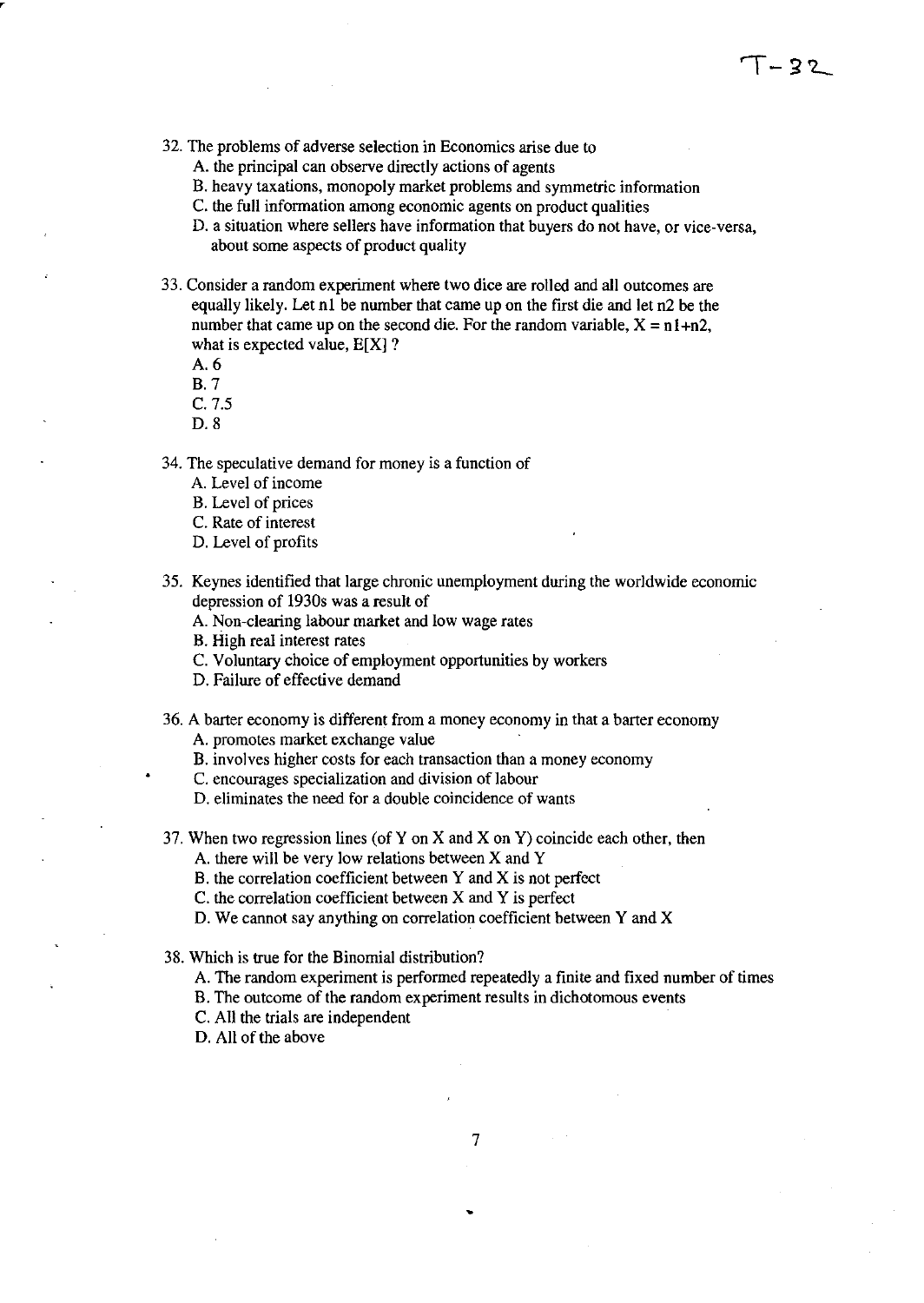32. The problems of adverse selection in Economics arise due to
    A. the principal can observe directly actions of agents
    B. heavy taxations, monopoly market problems and symmetric information
    C. the full information among economic agents on product qualities
    D. a situation where sellers have information that buyers do not have, or vice-versa, about some aspects of product quality

33. Consider a random experiment where two dice are rolled and all outcomes are equally likely. Let n1 be number that came up on the first die and let n2 be the number that came up on the second die. For the random variable, $X = n1+n2$, what is expected value, $E[X]$ ?
    A. 6
    B. 7
    C. 7.5
    D. 8

34. The speculative demand for money is a function of
    A. Level of income
    B. Level of prices
    C. Rate of interest
    D. Level of profits

35. Keynes identified that large chronic unemployment during the worldwide economic depression of 1930s was a result of
    A. Non-clearing labour market and low wage rates
    B. High real interest rates
    C. Voluntary choice of employment opportunities by workers
    D. Failure of effective demand

36. A barter economy is different from a money economy in that a barter economy
    A. promotes market exchange value
    B. involves higher costs for each transaction than a money economy
    C. encourages specialization and division of labour
    D. eliminates the need for a double coincidence of wants

37. When two regression lines (of Y on X and X on Y) coincide each other, then
    A. there will be very low relations between X and Y
    B. the correlation coefficient between Y and X is not perfect
    C. the correlation coefficient between X and Y is perfect
    D. We cannot say anything on correlation coefficient between Y and X

38. Which is true for the Binomial distribution?
    A. The random experiment is performed repeatedly a finite and fixed number of times
    B. The outcome of the random experiment results in dichotomous events
    C. All the trials are independent
    D. All of the above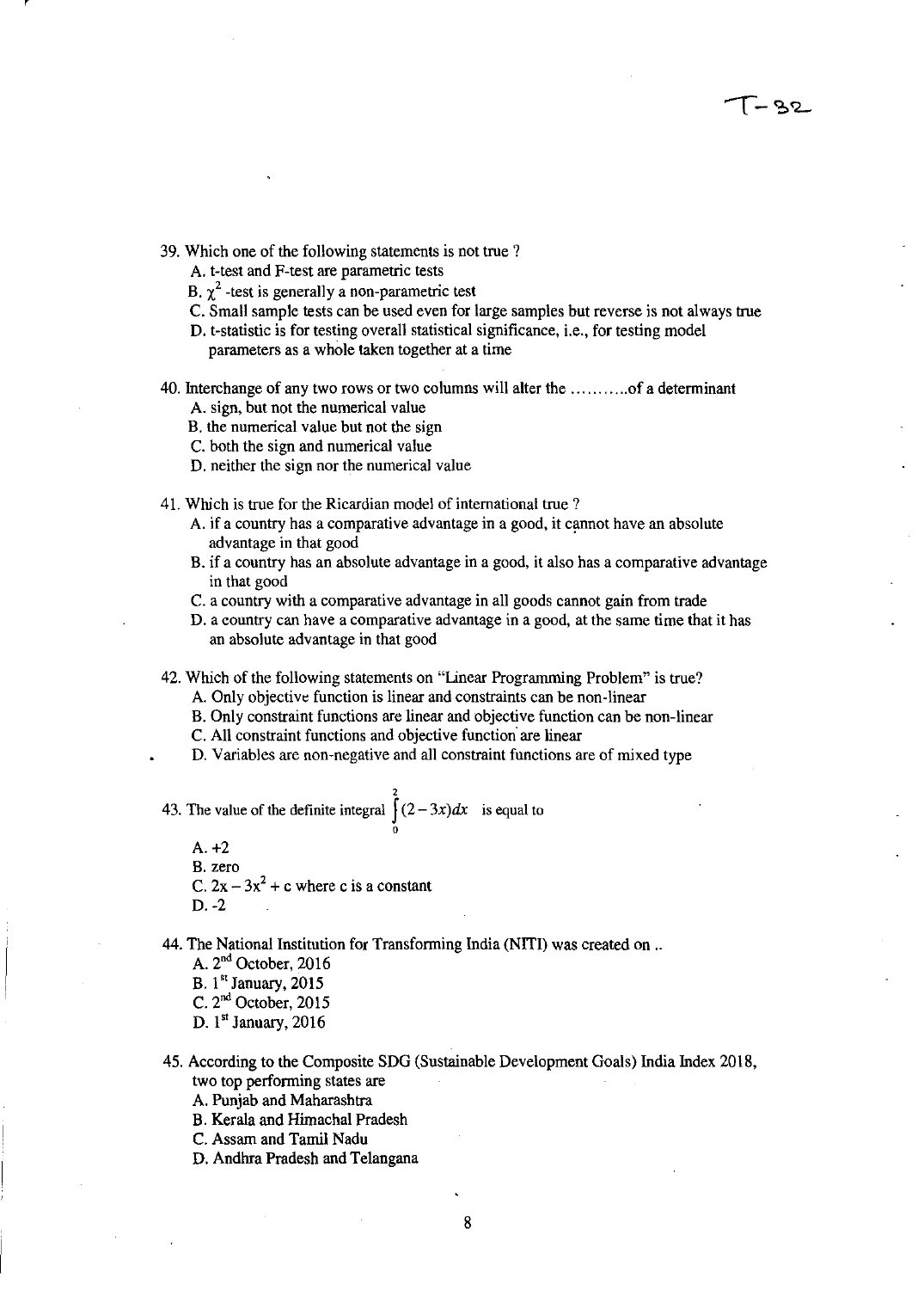T-32

39. Which one of the following statements is not true ?
    A. t-test and F-test are parametric tests
    B. $\chi^2$ -test is generally a non-parametric test
    C. Small sample tests can be used even for large samples but reverse is not always true
    D. t-statistic is for testing overall statistical significance, i.e., for testing model parameters as a whole taken together at a time

40. Interchange of any two rows or two columns will alter the ..........of a determinant
    A. sign, but not the numerical value
    B. the numerical value but not the sign
    C. both the sign and numerical value
    D. neither the sign nor the numerical value

41. Which is true for the Ricardian model of international true ?
    A. if a country has a comparative advantage in a good, it cannot have an absolute advantage in that good
    B. if a country has an absolute advantage in a good, it also has a comparative advantage in that good
    C. a country with a comparative advantage in all goods cannot gain from trade
    D. a country can have a comparative advantage in a good, at the same time that it has an absolute advantage in that good

42. Which of the following statements on "Linear Programming Problem" is true?
    A. Only objective function is linear and constraints can be non-linear
    B. Only constraint functions are linear and objective function can be non-linear
    C. All constraint functions and objective function are linear
    D. Variables are non-negative and all constraint functions are of mixed type

43. The value of the definite integral $\int_0^2 (2-3x)dx$ is equal to
    A. +2
    B. zero
    C. $2x - 3x^2 + c$ where c is a constant
    D. -2

44. The National Institution for Transforming India (NITI) was created on ..
    A. 2nd October, 2016
    B. 1st January, 2015
    C. 2nd October, 2015
    D. 1st January, 2016

45. According to the Composite SDG (Sustainable Development Goals) India Index 2018, two top performing states are
    A. Punjab and Maharashtra
    B. Kerala and Himachal Pradesh
    C. Assam and Tamil Nadu
    D. Andhra Pradesh and Telangana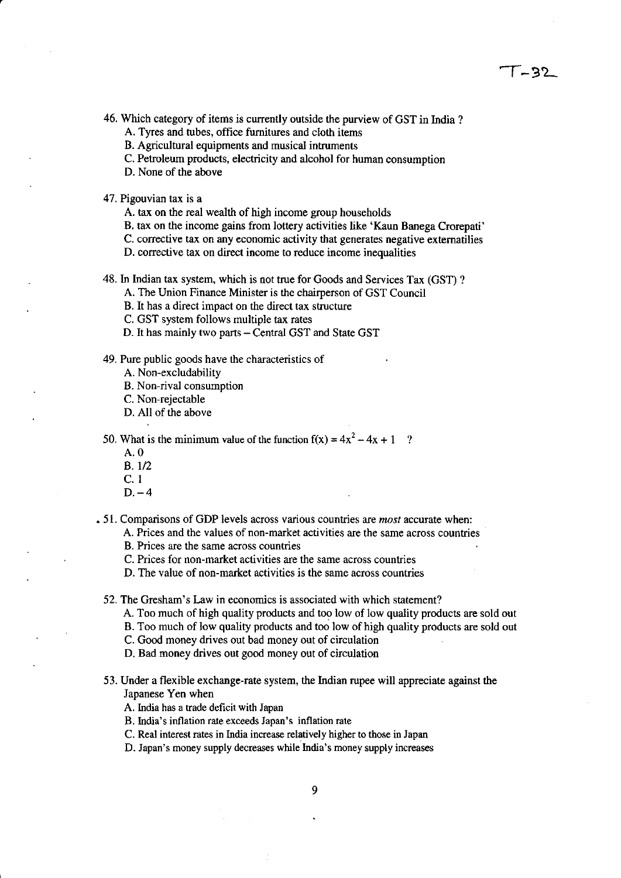T-32

46. Which category of items is currently outside the purview of GST in India ?
    - A. Tyres and tubes, office furnitures and cloth items
    - B. Agricultural equipments and musical intruments
    - C. Petroleum products, electricity and alcohol for human consumption
    - D. None of the above

47. Pigouvian tax is a
    - A. tax on the real wealth of high income group households
    - B. tax on the income gains from lottery activities like 'Kaun Banega Crorepati'
    - C. corrective tax on any economic activity that generates negative externatilies
    - D. corrective tax on direct income to reduce income inequalities

48. In Indian tax system, which is not true for Goods and Services Tax (GST) ?
    - A. The Union Finance Minister is the chairperson of GST Council
    - B. It has a direct impact on the direct tax structure
    - C. GST system follows multiple tax rates
    - D. It has mainly two parts – Central GST and State GST

49. Pure public goods have the characteristics of
    - A. Non-excludability
    - B. Non-rival consumption
    - C. Non-rejectable
    - D. All of the above

50. What is the minimum value of the function $f(x) = 4x^2 - 4x + 1$ ?
    - A. 0
    - B. 1/2
    - C. 1
    - D. – 4

51. Comparisons of GDP levels across various countries are *most* accurate when:
    - A. Prices and the values of non-market activities are the same across countries
    - B. Prices are the same across countries
    - C. Prices for non-market activities are the same across countries
    - D. The value of non-market activities is the same across countries

52. The Gresham's Law in economics is associated with which statement?
    - A. Too much of high quality products and too low of low quality products are sold out
    - B. Too much of low quality products and too low of high quality products are sold out
    - C. Good money drives out bad money out of circulation
    - D. Bad money drives out good money out of circulation

53. Under a flexible exchange-rate system, the Indian rupee will appreciate against the Japanese Yen when
    - A. India has a trade deficit with Japan
    - B. India's inflation rate exceeds Japan's inflation rate
    - C. Real interest rates in India increase relatively higher to those in Japan
    - D. Japan's money supply decreases while India's money supply increases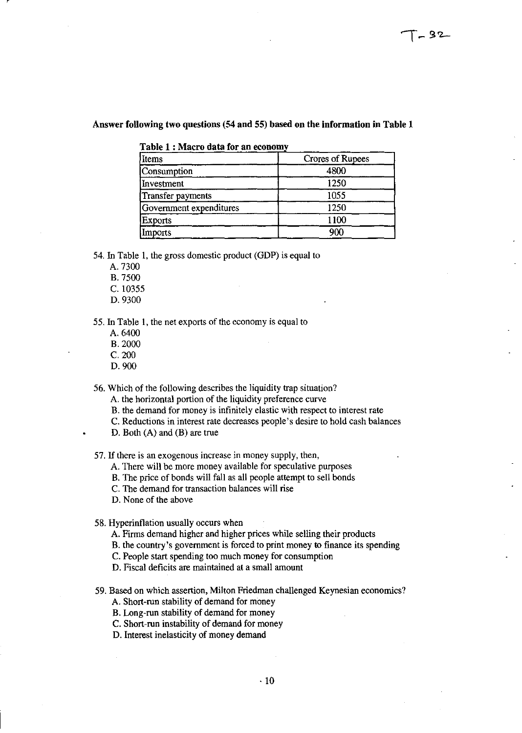**Answer following two questions (54 and 55) based on the information in Table 1**

**Table 1 : Macro data for an economy**

| Items | Crores of Rupees |
|---|---|
| Consumption | 4800 |
| Investment | 1250 |
| Transfer payments | 1055 |
| Government expenditures | 1250 |
| Exports | 1100 |
| Imports | 900 |

54. In Table 1, the gross domestic product (GDP) is equal to
    A. 7300
    B. 7500
    C. 10355
    D. 9300

55. In Table 1, the net exports of the economy is equal to
    A. 6400
    B. 2000
    C. 200
    D. 900

56. Which of the following describes the liquidity trap situation?
    A. the horizontal portion of the liquidity preference curve
    B. the demand for money is infinitely elastic with respect to interest rate
    C. Reductions in interest rate decreases people's desire to hold cash balances
    D. Both (A) and (B) are true

57. If there is an exogenous increase in money supply, then,
    A. There will be more money available for speculative purposes
    B. The price of bonds will fall as all people attempt to sell bonds
    C. The demand for transaction balances will rise
    D. None of the above

58. Hyperinflation usually occurs when
    A. Firms demand higher and higher prices while selling their products
    B. the country's government is forced to print money to finance its spending
    C. People start spending too much money for consumption
    D. Fiscal deficits are maintained at a small amount

59. Based on which assertion, Milton Friedman challenged Keynesian economics?
    A. Short-run stability of demand for money
    B. Long-run stability of demand for money
    C. Short-run instability of demand for money
    D. Interest inelasticity of money demand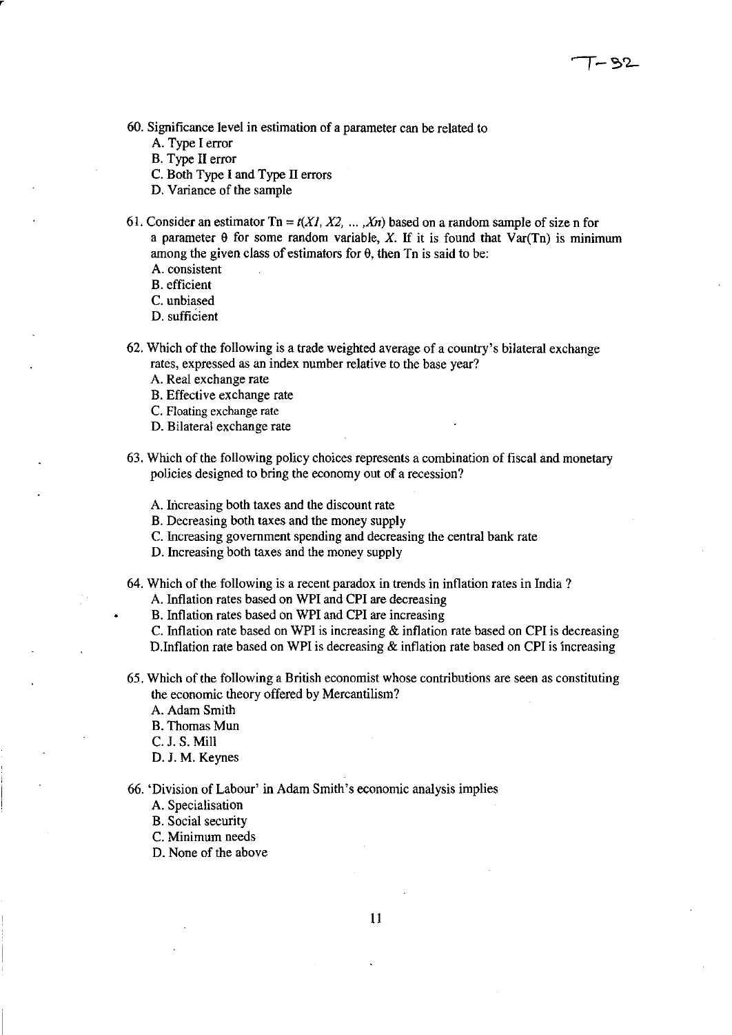60. Significance level in estimation of a parameter can be related to
    A. Type I error
    B. Type II error
    C. Both Type I and Type II errors
    D. Variance of the sample

61. Consider an estimator $Tn = t(X1, X2, \ldots, Xn)$ based on a random sample of size n for a parameter $\theta$ for some random variable, $X$. If it is found that Var(Tn) is minimum among the given class of estimators for $\theta$, then Tn is said to be:
    A. consistent
    B. efficient
    C. unbiased
    D. sufficient

62. Which of the following is a trade weighted average of a country's bilateral exchange rates, expressed as an index number relative to the base year?
    A. Real exchange rate
    B. Effective exchange rate
    C. Floating exchange rate
    D. Bilateral exchange rate

63. Which of the following policy choices represents a combination of fiscal and monetary policies designed to bring the economy out of a recession?

    A. Increasing both taxes and the discount rate
    B. Decreasing both taxes and the money supply
    C. Increasing government spending and decreasing the central bank rate
    D. Increasing both taxes and the money supply

64. Which of the following is a recent paradox in trends in inflation rates in India ?
    A. Inflation rates based on WPI and CPI are decreasing
    B. Inflation rates based on WPI and CPI are increasing
    C. Inflation rate based on WPI is increasing & inflation rate based on CPI is decreasing
    D. Inflation rate based on WPI is decreasing & inflation rate based on CPI is increasing

65. Which of the following a British economist whose contributions are seen as constituting the economic theory offered by Mercantilism?
    A. Adam Smith
    B. Thomas Mun
    C. J. S. Mill
    D. J. M. Keynes

66. 'Division of Labour' in Adam Smith's economic analysis implies
    A. Specialisation
    B. Social security
    C. Minimum needs
    D. None of the above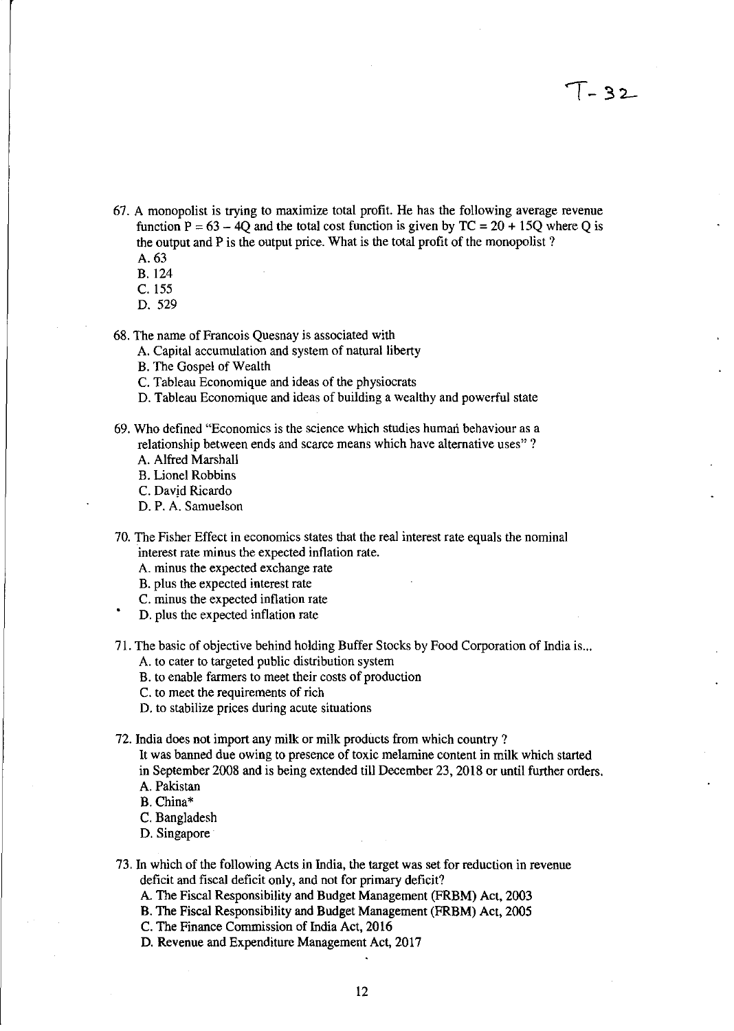67. A monopolist is trying to maximize total profit. He has the following average revenue function $P = 63 - 4Q$ and the total cost function is given by $TC = 20 + 15Q$ where Q is the output and P is the output price. What is the total profit of the monopolist ?
   A. 63
   B. 124
   C. 155
   D. 529

68. The name of Francois Quesnay is associated with
   A. Capital accumulation and system of natural liberty
   B. The Gospel of Wealth
   C. Tableau Economique and ideas of the physiocrats
   D. Tableau Economique and ideas of building a wealthy and powerful state

69. Who defined "Economics is the science which studies human behaviour as a relationship between ends and scarce means which have alternative uses" ?
   A. Alfred Marshall
   B. Lionel Robbins
   C. David Ricardo
   D. P. A. Samuelson

70. The Fisher Effect in economics states that the real interest rate equals the nominal interest rate minus the expected inflation rate.
   A. minus the expected exchange rate
   B. plus the expected interest rate
   C. minus the expected inflation rate
   D. plus the expected inflation rate

71. The basic of objective behind holding Buffer Stocks by Food Corporation of India is...
   A. to cater to targeted public distribution system
   B. to enable farmers to meet their costs of production
   C. to meet the requirements of rich
   D. to stabilize prices during acute situations

72. India does not import any milk or milk products from which country ?
   It was banned due owing to presence of toxic melamine content in milk which started in September 2008 and is being extended till December 23, 2018 or until further orders.
   A. Pakistan
   B. China*
   C. Bangladesh
   D. Singapore

73. In which of the following Acts in India, the target was set for reduction in revenue deficit and fiscal deficit only, and not for primary deficit?
   A. The Fiscal Responsibility and Budget Management (FRBM) Act, 2003
   B. The Fiscal Responsibility and Budget Management (FRBM) Act, 2005
   C. The Finance Commission of India Act, 2016
   D. Revenue and Expenditure Management Act, 2017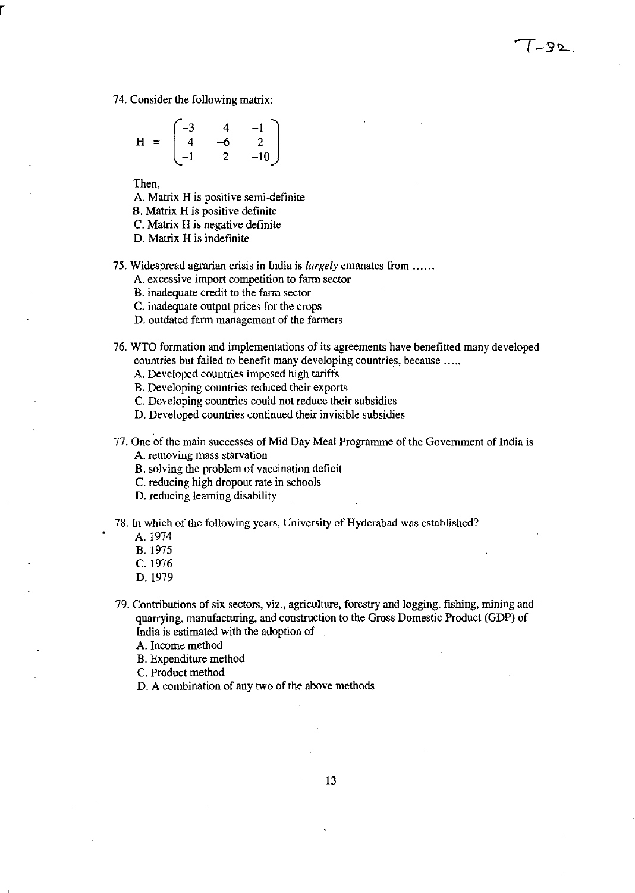74. Consider the following matrix:

$$H = \begin{pmatrix} -3 & 4 & -1 \\ 4 & -6 & 2 \\ -1 & 2 & -10 \end{pmatrix}$$

Then,

A. Matrix H is positive semi-definite
B. Matrix H is positive definite
C. Matrix H is negative definite
D. Matrix H is indefinite

75. Widespread agrarian crisis in India is *largely* emanates from ......
A. excessive import competition to farm sector
B. inadequate credit to the farm sector
C. inadequate output prices for the crops
D. outdated farm management of the farmers

76. WTO formation and implementations of its agreements have benefitted many developed countries but failed to benefit many developing countries, because .....
A. Developed countries imposed high tariffs
B. Developing countries reduced their exports
C. Developing countries could not reduce their subsidies
D. Developed countries continued their invisible subsidies

77. One of the main successes of Mid Day Meal Programme of the Government of India is
A. removing mass starvation
B. solving the problem of vaccination deficit
C. reducing high dropout rate in schools
D. reducing learning disability

78. In which of the following years, University of Hyderabad was established?
A. 1974
B. 1975
C. 1976
D. 1979

79. Contributions of six sectors, viz., agriculture, forestry and logging, fishing, mining and quarrying, manufacturing, and construction to the Gross Domestic Product (GDP) of India is estimated with the adoption of
A. Income method
B. Expenditure method
C. Product method
D. A combination of any two of the above methods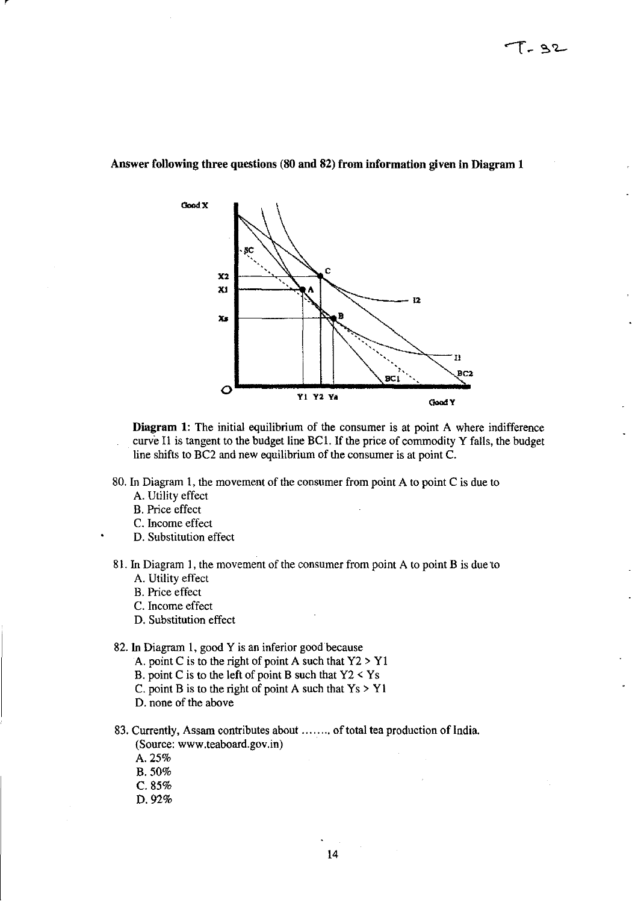**Answer following three questions (80 and 82) from information given in Diagram 1**

**Diagram 1:** The initial equilibrium of the consumer is at point A where indifference curve I1 is tangent to the budget line BC1. If the price of commodity Y falls, the budget line shifts to BC2 and new equilibrium of the consumer is at point C.

80. In Diagram 1, the movement of the consumer from point A to point C is due to
    - A. Utility effect
    - B. Price effect
    - C. Income effect
    - D. Substitution effect

81. In Diagram 1, the movement of the consumer from point A to point B is due to
    - A. Utility effect
    - B. Price effect
    - C. Income effect
    - D. Substitution effect

82. In Diagram 1, good Y is an inferior good because
    - A. point C is to the right of point A such that $Y2 > Y1$
    - B. point C is to the left of point B such that $Y2 < Ys$
    - C. point B is to the right of point A such that $Ys > Y1$
    - D. none of the above

83. Currently, Assam contributes about …….. of total tea production of India. (Source: www.teaboard.gov.in)
    - A. 25%
    - B. 50%
    - C. 85%
    - D. 92%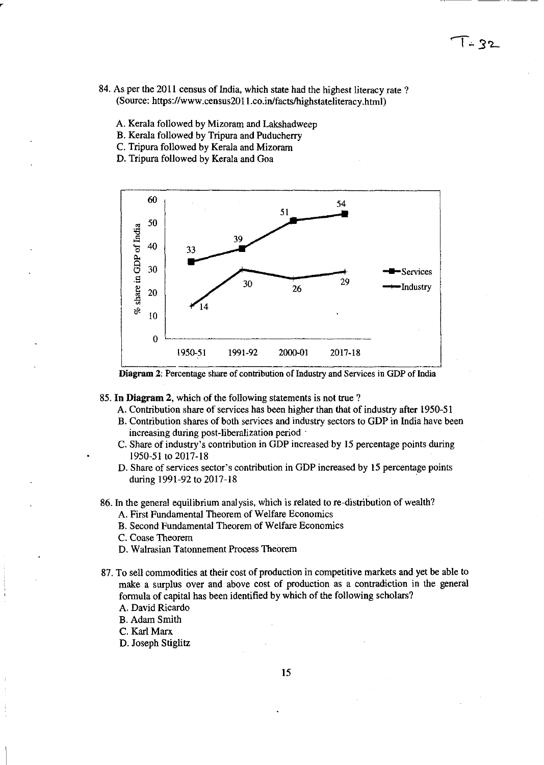84. As per the 2011 census of India, which state had the highest literacy rate ? (Source: https://www.census2011.co.in/facts/highstateliteracy.html)

   A. Kerala followed by Mizoram and Lakshadweep
   B. Kerala followed by Tripura and Puducherry
   C. Tripura followed by Kerala and Mizoram
   D. Tripura followed by Kerala and Goa

| Year | Services (% share in GDP of India) | Industry (% share in GDP of India) |
|---|---|---|
| 1950-51 | 33 | 14 |
| 1991-92 | 39 | 30 |
| 2000-01 | 51 | 26 |
| 2017-18 | 54 | 29 |

**Diagram 2**: Percentage share of contribution of Industry and Services in GDP of India

85. **In Diagram 2**, which of the following statements is not true ?

   A. Contribution share of services has been higher than that of industry after 1950-51
   B. Contribution shares of both services and industry sectors to GDP in India have been increasing during post-liberalization period
   C. Share of industry's contribution in GDP increased by 15 percentage points during 1950-51 to 2017-18
   D. Share of services sector's contribution in GDP increased by 15 percentage points during 1991-92 to 2017-18

86. In the general equilibrium analysis, which is related to re-distribution of wealth?

   A. First Fundamental Theorem of Welfare Economics
   B. Second Fundamental Theorem of Welfare Economics
   C. Coase Theorem
   D. Walrasian Tatonnement Process Theorem

87. To sell commodities at their cost of production in competitive markets and yet be able to make a surplus over and above cost of production as a contradiction in the general formula of capital has been identified by which of the following scholars?

   A. David Ricardo
   B. Adam Smith
   C. Karl Marx
   D. Joseph Stiglitz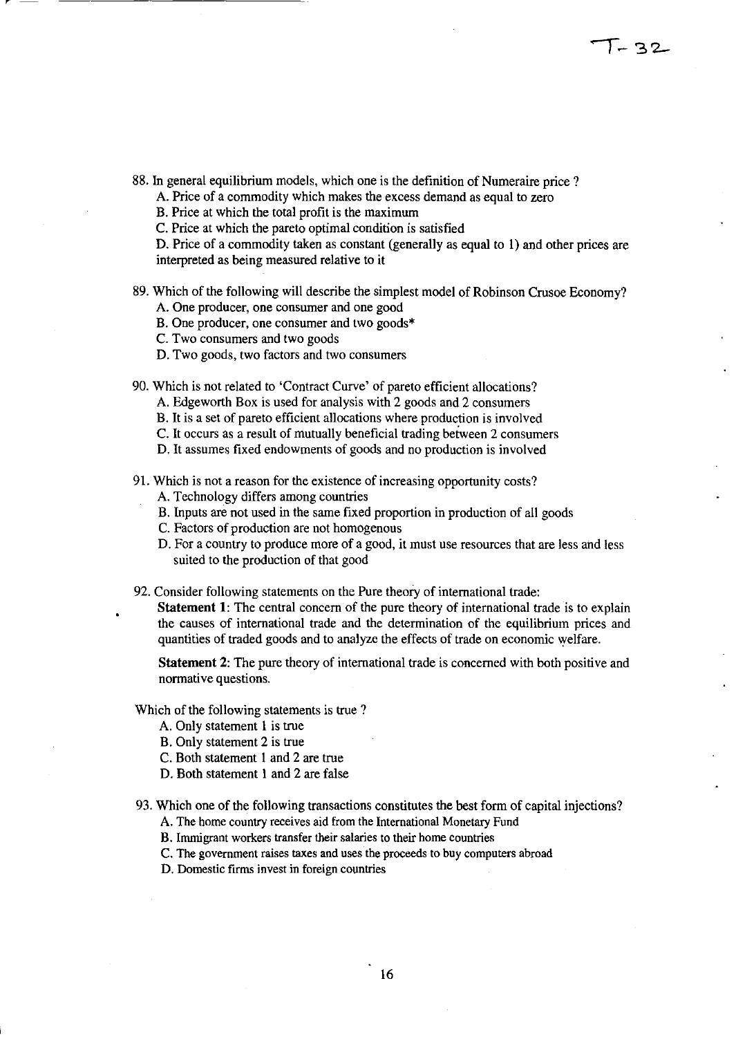88. In general equilibrium models, which one is the definition of Numeraire price ?
    A. Price of a commodity which makes the excess demand as equal to zero
    B. Price at which the total profit is the maximum
    C. Price at which the pareto optimal condition is satisfied
    D. Price of a commodity taken as constant (generally as equal to 1) and other prices are interpreted as being measured relative to it

89. Which of the following will describe the simplest model of Robinson Crusoe Economy?
    A. One producer, one consumer and one good
    B. One producer, one consumer and two goods*
    C. Two consumers and two goods
    D. Two goods, two factors and two consumers

90. Which is not related to 'Contract Curve' of pareto efficient allocations?
    A. Edgeworth Box is used for analysis with 2 goods and 2 consumers
    B. It is a set of pareto efficient allocations where production is involved
    C. It occurs as a result of mutually beneficial trading between 2 consumers
    D. It assumes fixed endowments of goods and no production is involved

91. Which is not a reason for the existence of increasing opportunity costs?
    A. Technology differs among countries
    B. Inputs are not used in the same fixed proportion in production of all goods
    C. Factors of production are not homogenous
    D. For a country to produce more of a good, it must use resources that are less and less suited to the production of that good

92. Consider following statements on the Pure theory of international trade:

    **Statement 1**: The central concern of the pure theory of international trade is to explain the causes of international trade and the determination of the equilibrium prices and quantities of traded goods and to analyze the effects of trade on economic welfare.

    **Statement 2**: The pure theory of international trade is concerned with both positive and normative questions.

Which of the following statements is true ?
    A. Only statement 1 is true
    B. Only statement 2 is true
    C. Both statement 1 and 2 are true
    D. Both statement 1 and 2 are false

93. Which one of the following transactions constitutes the best form of capital injections?
    A. The home country receives aid from the International Monetary Fund
    B. Immigrant workers transfer their salaries to their home countries
    C. The government raises taxes and uses the proceeds to buy computers abroad
    D. Domestic firms invest in foreign countries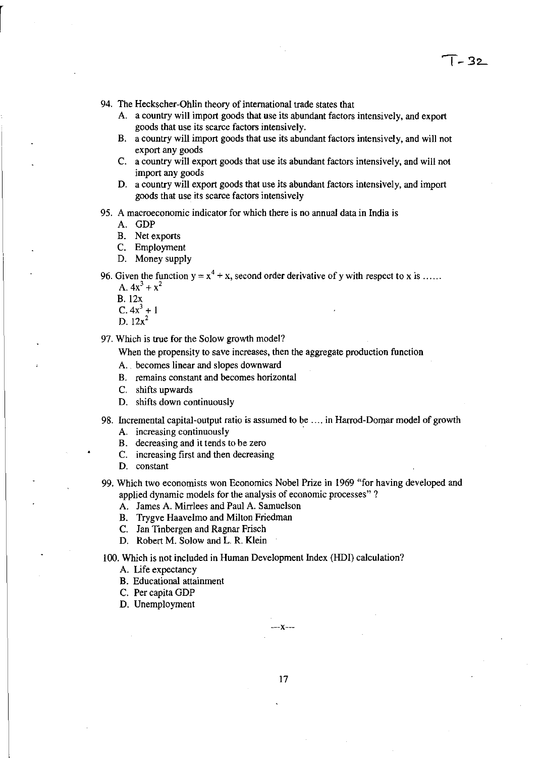94. The Heckscher-Ohlin theory of international trade states that
   A. a country will import goods that use its abundant factors intensively, and export goods that use its scarce factors intensively.
   B. a country will import goods that use its abundant factors intensively, and will not export any goods
   C. a country will export goods that use its abundant factors intensively, and will not import any goods
   D. a country will export goods that use its abundant factors intensively, and import goods that use its scarce factors intensively

95. A macroeconomic indicator for which there is no annual data in India is
   A. GDP
   B. Net exports
   C. Employment
   D. Money supply

96. Given the function $y = x^4 + x$, second order derivative of y with respect to x is ......
   A. $4x^3 + x^2$
   B. $12x$
   C. $4x^3 + 1$
   D. $12x^2$

97. Which is true for the Solow growth model?

   When the propensity to save increases, then the aggregate production function
   A. becomes linear and slopes downward
   B. remains constant and becomes horizontal
   C. shifts upwards
   D. shifts down continuously

98. Incremental capital-output ratio is assumed to be .... in Harrod-Domar model of growth
   A. increasing continuously
   B. decreasing and it tends to be zero
   C. increasing first and then decreasing
   D. constant

99. Which two economists won Economics Nobel Prize in 1969 "for having developed and applied dynamic models for the analysis of economic processes" ?
   A. James A. Mirrlees and Paul A. Samuelson
   B. Trygve Haavelmo and Milton Friedman
   C. Jan Tinbergen and Ragnar Frisch
   D. Robert M. Solow and L. R. Klein

100. Which is not included in Human Development Index (HDI) calculation?
   A. Life expectancy
   B. Educational attainment
   C. Per capita GDP
   D. Unemployment

---x---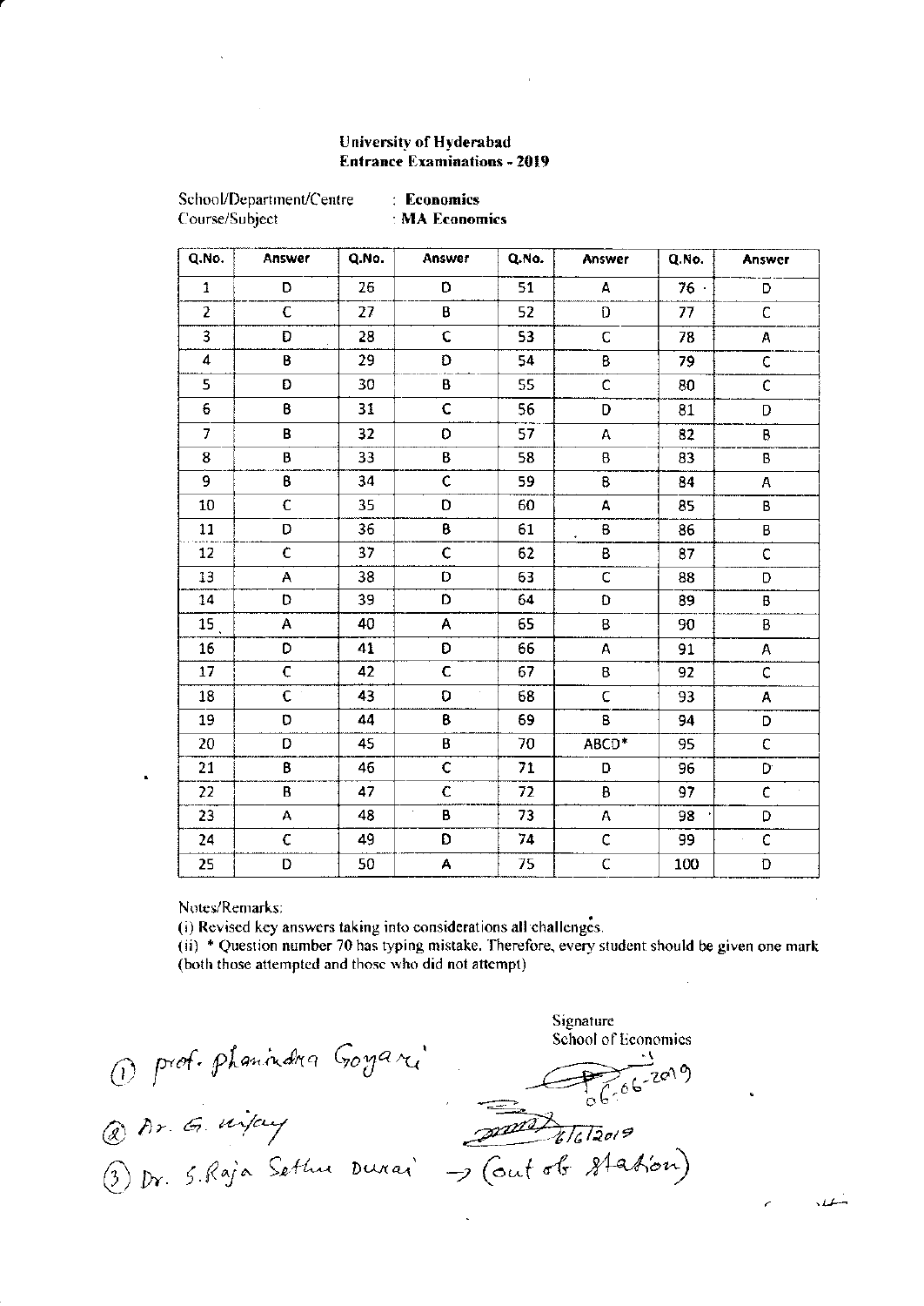**University of Hyderabad**
**Entrance Examinations - 2019**

School/Department/Centre : **Economics**
Course/Subject : **MA Economics**

| Q.No. | Answer | Q.No. | Answer | Q.No. | Answer | Q.No. | Answer |
|---|---|---|---|---|---|---|---|
| 1 | D | 26 | D | 51 | A | 76 | D |
| 2 | C | 27 | B | 52 | D | 77 | C |
| 3 | D | 28 | C | 53 | C | 78 | A |
| 4 | B | 29 | D | 54 | B | 79 | C |
| 5 | D | 30 | B | 55 | C | 80 | C |
| 6 | B | 31 | C | 56 | D | 81 | D |
| 7 | B | 32 | D | 57 | A | 82 | B |
| 8 | B | 33 | B | 58 | B | 83 | B |
| 9 | B | 34 | C | 59 | B | 84 | A |
| 10 | C | 35 | D | 60 | A | 85 | B |
| 11 | D | 36 | B | 61 | B | 86 | B |
| 12 | C | 37 | C | 62 | B | 87 | C |
| 13 | A | 38 | D | 63 | C | 88 | D |
| 14 | D | 39 | D | 64 | D | 89 | B |
| 15 | A | 40 | A | 65 | B | 90 | B |
| 16 | D | 41 | D | 66 | A | 91 | A |
| 17 | C | 42 | C | 67 | B | 92 | C |
| 18 | C | 43 | D | 68 | C | 93 | A |
| 19 | D | 44 | B | 69 | B | 94 | D |
| 20 | D | 45 | B | 70 | ABCD* | 95 | C |
| 21 | B | 46 | C | 71 | D | 96 | D |
| 22 | B | 47 | C | 72 | B | 97 | C |
| 23 | A | 48 | B | 73 | A | 98 | D |
| 24 | C | 49 | D | 74 | C | 99 | C |
| 25 | D | 50 | A | 75 | C | 100 | D |

Notes/Remarks:

(i) Revised key answers taking into considerations all challenges.

(ii) * Question number 70 has typing mistake. Therefore, every student should be given one mark (both those attempted and those who did not attempt)

Signature
School of Economics

(1) Prof. Phanindra Goyari — 06-06-2019

(2) Dr. G. Vijay — 6/6/2019

(3) Dr. S. Raja Sethu Durai → (Out of Station)